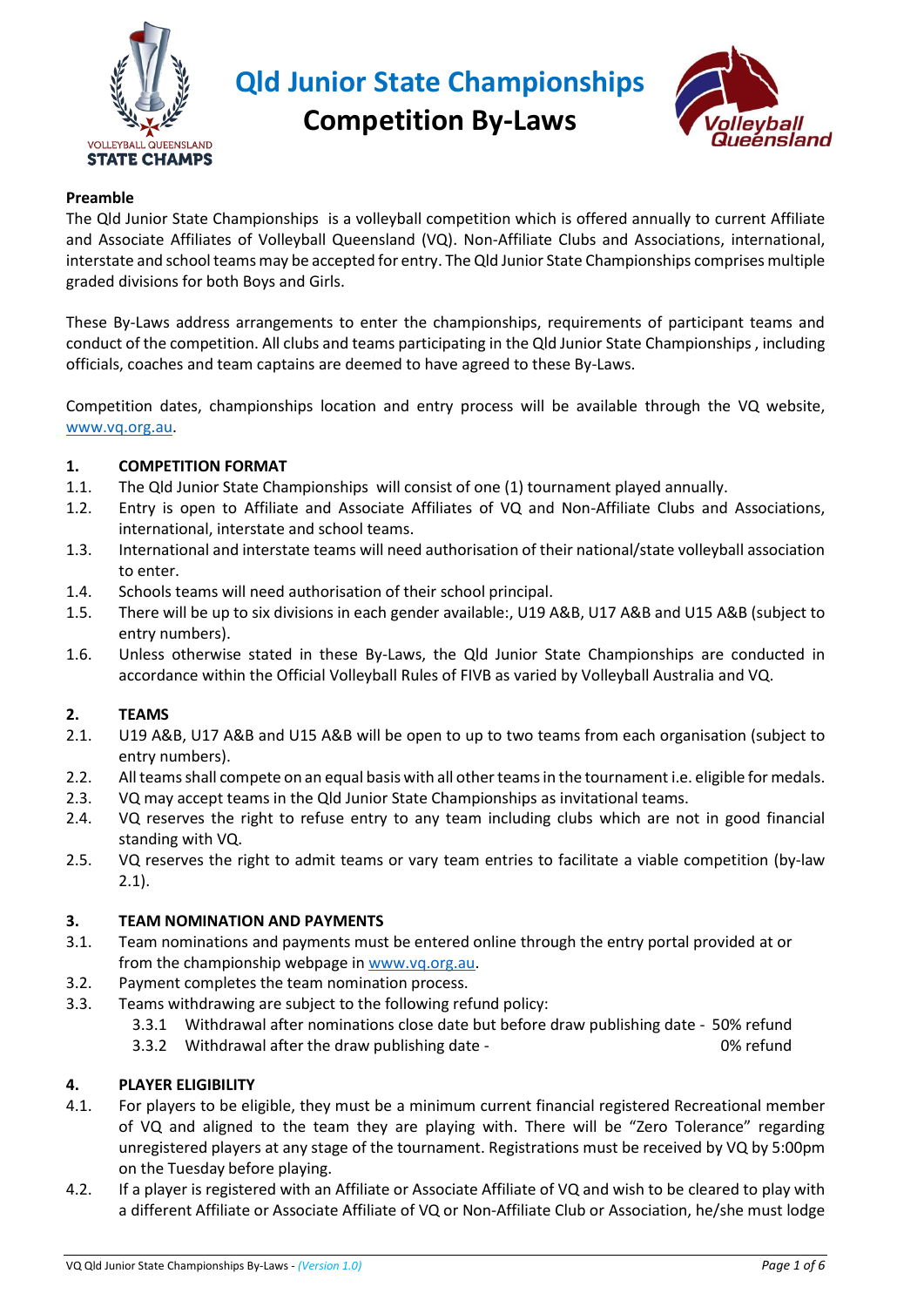# Qld Junior State Championships

# Competition By-Laws

**Preamble**

The Qld Junior State Championships  is a volleyball competition which is offered annually to current Affiliate and Associate Affiliates of Volleyball Queensland (VQ). Non-Affiliate Clubs and Associations, international, interstate and school teams may be accepted for entry. The Qld Junior State Championships comprises multiple graded divisions for both Boys and Girls.

These By-Laws address arrangements to enter the championships, requirements of participant teams and conduct of the competition. All clubs and teams participating in the Qld Junior State Championships , including officials, coaches and team captains are deemed to have agreed to these By-Laws.

Competition dates, championships location and entry process will be available through the VQ website, www.vq.org.au.

**1. COMPETITION FORMAT**

1.1. The Qld Junior State Championships  will consist of one (1) tournament played annually.

1.2. Entry is open to Affiliate and Associate Affiliates of VQ and Non-Affiliate Clubs and Associations, international, interstate and school teams.

1.3. International and interstate teams will need authorisation of their national/state volleyball association to enter.

1.4. Schools teams will need authorisation of their school principal.

1.5. There will be up to six divisions in each gender available:, U19 A&B, U17 A&B and U15 A&B (subject to entry numbers).

1.6. Unless otherwise stated in these By-Laws, the Qld Junior State Championships are conducted in accordance within the Official Volleyball Rules of FIVB as varied by Volleyball Australia and VQ.

**2. TEAMS**

2.1. U19 A&B, U17 A&B and U15 A&B will be open to up to two teams from each organisation (subject to entry numbers).

2.2. All teams shall compete on an equal basis with all other teams in the tournament i.e. eligible for medals.

2.3. VQ may accept teams in the Qld Junior State Championships as invitational teams.

2.4. VQ reserves the right to refuse entry to any team including clubs which are not in good financial standing with VQ.

2.5. VQ reserves the right to admit teams or vary team entries to facilitate a viable competition (by-law 2.1).

**3. TEAM NOMINATION AND PAYMENTS**

3.1. Team nominations and payments must be entered online through the entry portal provided at or from the championship webpage in www.vq.org.au.

3.2. Payment completes the team nomination process.

3.3. Teams withdrawing are subject to the following refund policy:

- 3.3.1 Withdrawal after nominations close date but before draw publishing date - 50% refund
- 3.3.2 Withdrawal after the draw publishing date - 0% refund

**4. PLAYER ELIGIBILITY**

4.1. For players to be eligible, they must be a minimum current financial registered Recreational member of VQ and aligned to the team they are playing with. There will be "Zero Tolerance" regarding unregistered players at any stage of the tournament. Registrations must be received by VQ by 5:00pm on the Tuesday before playing.

4.2. If a player is registered with an Affiliate or Associate Affiliate of VQ and wish to be cleared to play with a different Affiliate or Associate Affiliate of VQ or Non-Affiliate Club or Association, he/she must lodge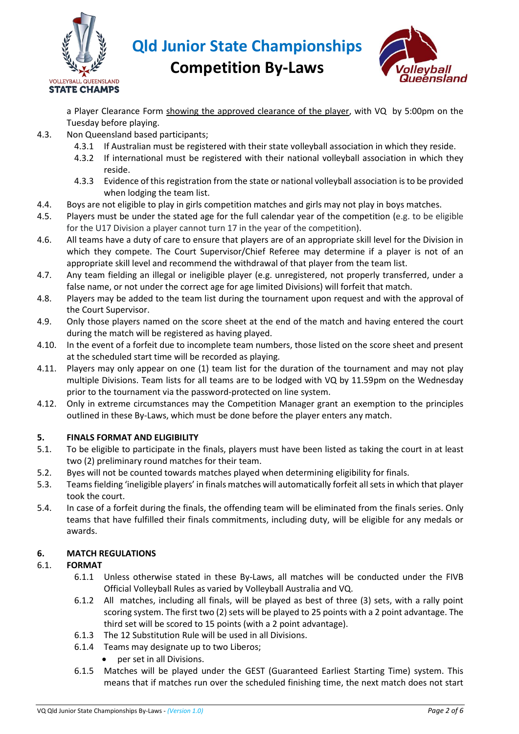a Player Clearance Form showing the approved clearance of the player, with VQ by 5:00pm on the Tuesday before playing.

4.3. Non Queensland based participants;

  4.3.1 If Australian must be registered with their state volleyball association in which they reside.

  4.3.2 If international must be registered with their national volleyball association in which they reside.

  4.3.3 Evidence of this registration from the state or national volleyball association is to be provided when lodging the team list.

4.4. Boys are not eligible to play in girls competition matches and girls may not play in boys matches.

4.5. Players must be under the stated age for the full calendar year of the competition (e.g. to be eligible for the U17 Division a player cannot turn 17 in the year of the competition).

4.6. All teams have a duty of care to ensure that players are of an appropriate skill level for the Division in which they compete. The Court Supervisor/Chief Referee may determine if a player is not of an appropriate skill level and recommend the withdrawal of that player from the team list.

4.7. Any team fielding an illegal or ineligible player (e.g. unregistered, not properly transferred, under a false name, or not under the correct age for age limited Divisions) will forfeit that match.

4.8. Players may be added to the team list during the tournament upon request and with the approval of the Court Supervisor.

4.9. Only those players named on the score sheet at the end of the match and having entered the court during the match will be registered as having played.

4.10. In the event of a forfeit due to incomplete team numbers, those listed on the score sheet and present at the scheduled start time will be recorded as playing.

4.11. Players may only appear on one (1) team list for the duration of the tournament and may not play multiple Divisions. Team lists for all teams are to be lodged with VQ by 11.59pm on the Wednesday prior to the tournament via the password-protected on line system.

4.12. Only in extreme circumstances may the Competition Manager grant an exemption to the principles outlined in these By-Laws, which must be done before the player enters any match.

## 5. FINALS FORMAT AND ELIGIBILITY

5.1. To be eligible to participate in the finals, players must have been listed as taking the court in at least two (2) preliminary round matches for their team.

5.2. Byes will not be counted towards matches played when determining eligibility for finals.

5.3. Teams fielding 'ineligible players' in finals matches will automatically forfeit all sets in which that player took the court.

5.4. In case of a forfeit during the finals, the offending team will be eliminated from the finals series. Only teams that have fulfilled their finals commitments, including duty, will be eligible for any medals or awards.

## 6. MATCH REGULATIONS

### 6.1. FORMAT

  6.1.1 Unless otherwise stated in these By-Laws, all matches will be conducted under the FIVB Official Volleyball Rules as varied by Volleyball Australia and VQ.

  6.1.2 All matches, including all finals, will be played as best of three (3) sets, with a rally point scoring system. The first two (2) sets will be played to 25 points with a 2 point advantage. The third set will be scored to 15 points (with a 2 point advantage).

  6.1.3 The 12 Substitution Rule will be used in all Divisions.

  6.1.4 Teams may designate up to two Liberos;

  - per set in all Divisions.

  6.1.5 Matches will be played under the GEST (Guaranteed Earliest Starting Time) system. This means that if matches run over the scheduled finishing time, the next match does not start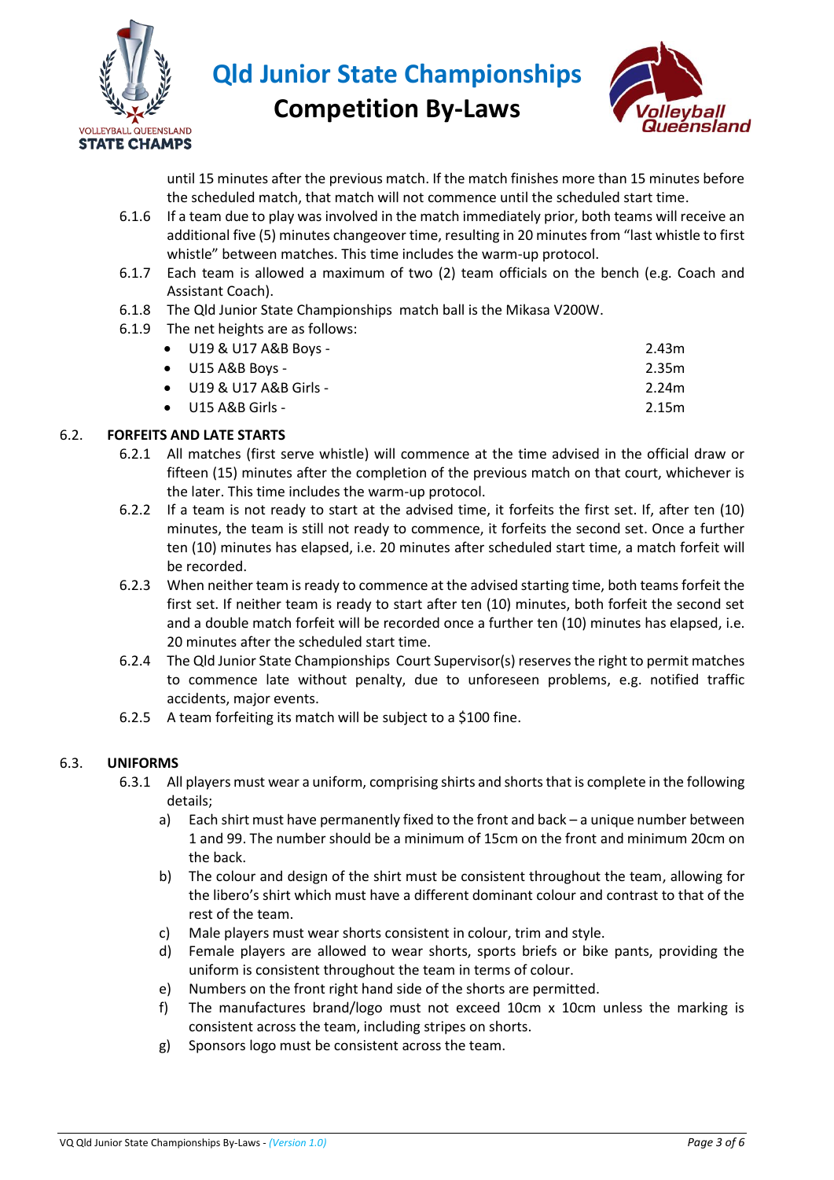until 15 minutes after the previous match. If the match finishes more than 15 minutes before the scheduled match, that match will not commence until the scheduled start time.

6.1.6 If a team due to play was involved in the match immediately prior, both teams will receive an additional five (5) minutes changeover time, resulting in 20 minutes from "last whistle to first whistle" between matches. This time includes the warm-up protocol.

6.1.7 Each team is allowed a maximum of two (2) team officials on the bench (e.g. Coach and Assistant Coach).

6.1.8 The Qld Junior State Championships match ball is the Mikasa V200W.

6.1.9 The net heights are as follows:

- U19 & U17 A&B Boys - 2.43m
- U15 A&B Boys - 2.35m
- U19 & U17 A&B Girls - 2.24m
- U15 A&B Girls - 2.15m

## 6.2. FORFEITS AND LATE STARTS

6.2.1 All matches (first serve whistle) will commence at the time advised in the official draw or fifteen (15) minutes after the completion of the previous match on that court, whichever is the later. This time includes the warm-up protocol.

6.2.2 If a team is not ready to start at the advised time, it forfeits the first set. If, after ten (10) minutes, the team is still not ready to commence, it forfeits the second set. Once a further ten (10) minutes has elapsed, i.e. 20 minutes after scheduled start time, a match forfeit will be recorded.

6.2.3 When neither team is ready to commence at the advised starting time, both teams forfeit the first set. If neither team is ready to start after ten (10) minutes, both forfeit the second set and a double match forfeit will be recorded once a further ten (10) minutes has elapsed, i.e. 20 minutes after the scheduled start time.

6.2.4 The Qld Junior State Championships Court Supervisor(s) reserves the right to permit matches to commence late without penalty, due to unforeseen problems, e.g. notified traffic accidents, major events.

6.2.5 A team forfeiting its match will be subject to a $100 fine.

## 6.3. UNIFORMS

6.3.1 All players must wear a uniform, comprising shirts and shorts that is complete in the following details;

a) Each shirt must have permanently fixed to the front and back – a unique number between 1 and 99. The number should be a minimum of 15cm on the front and minimum 20cm on the back.

b) The colour and design of the shirt must be consistent throughout the team, allowing for the libero's shirt which must have a different dominant colour and contrast to that of the rest of the team.

c) Male players must wear shorts consistent in colour, trim and style.

d) Female players are allowed to wear shorts, sports briefs or bike pants, providing the uniform is consistent throughout the team in terms of colour.

e) Numbers on the front right hand side of the shorts are permitted.

f) The manufactures brand/logo must not exceed 10cm x 10cm unless the marking is consistent across the team, including stripes on shorts.

g) Sponsors logo must be consistent across the team.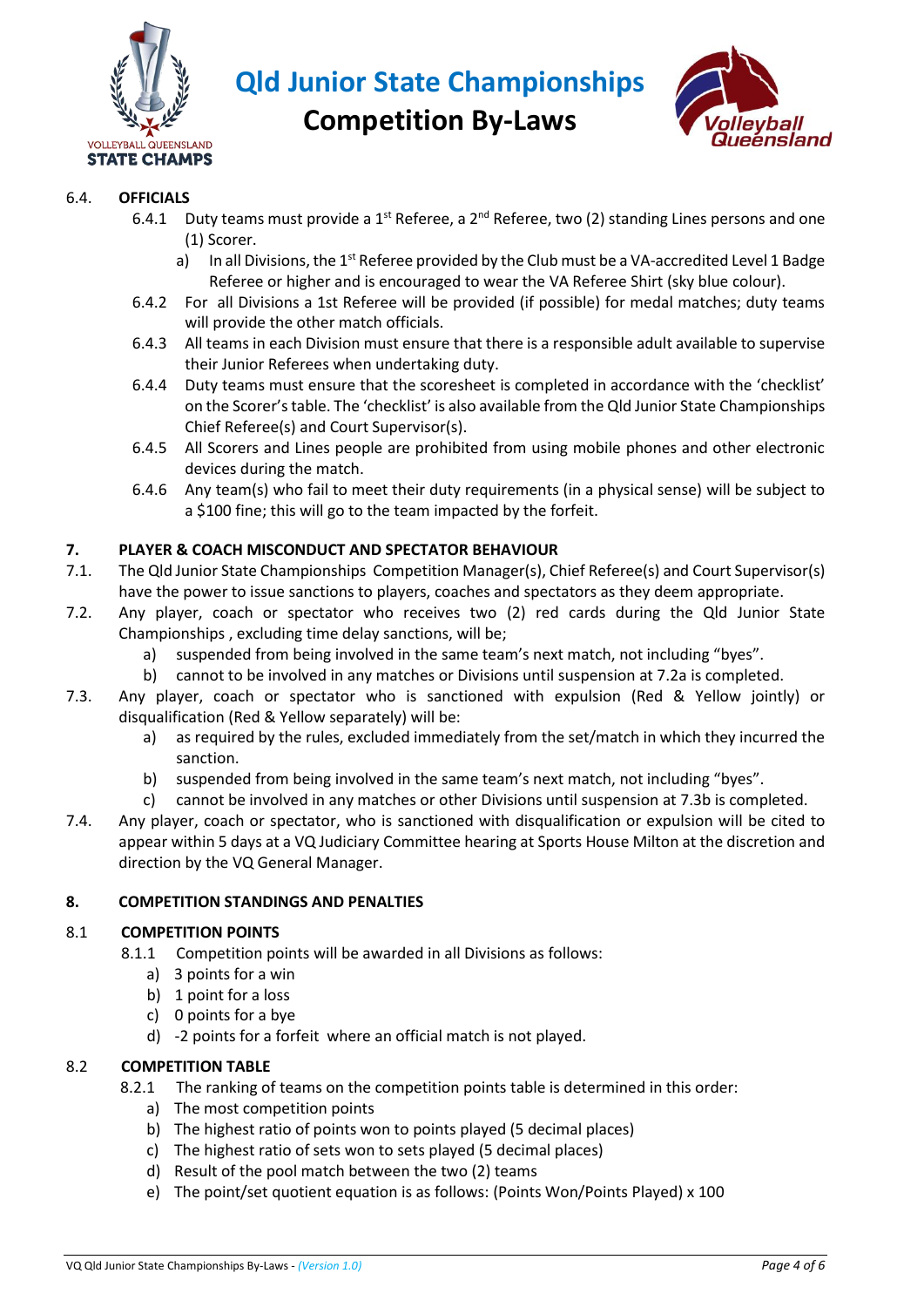### 6.4. OFFICIALS

6.4.1 Duty teams must provide a 1st Referee, a 2nd Referee, two (2) standing Lines persons and one (1) Scorer.

a) In all Divisions, the 1st Referee provided by the Club must be a VA-accredited Level 1 Badge Referee or higher and is encouraged to wear the VA Referee Shirt (sky blue colour).

6.4.2 For all Divisions a 1st Referee will be provided (if possible) for medal matches; duty teams will provide the other match officials.

6.4.3 All teams in each Division must ensure that there is a responsible adult available to supervise their Junior Referees when undertaking duty.

6.4.4 Duty teams must ensure that the scoresheet is completed in accordance with the 'checklist' on the Scorer's table. The 'checklist' is also available from the Qld Junior State Championships Chief Referee(s) and Court Supervisor(s).

6.4.5 All Scorers and Lines people are prohibited from using mobile phones and other electronic devices during the match.

6.4.6 Any team(s) who fail to meet their duty requirements (in a physical sense) will be subject to a $100 fine; this will go to the team impacted by the forfeit.

## 7. PLAYER & COACH MISCONDUCT AND SPECTATOR BEHAVIOUR

7.1. The Qld Junior State Championships Competition Manager(s), Chief Referee(s) and Court Supervisor(s) have the power to issue sanctions to players, coaches and spectators as they deem appropriate.

7.2. Any player, coach or spectator who receives two (2) red cards during the Qld Junior State Championships , excluding time delay sanctions, will be;

a) suspended from being involved in the same team's next match, not including "byes".

b) cannot to be involved in any matches or Divisions until suspension at 7.2a is completed.

7.3. Any player, coach or spectator who is sanctioned with expulsion (Red & Yellow jointly) or disqualification (Red & Yellow separately) will be:

a) as required by the rules, excluded immediately from the set/match in which they incurred the sanction.

b) suspended from being involved in the same team's next match, not including "byes".

c) cannot be involved in any matches or other Divisions until suspension at 7.3b is completed.

7.4. Any player, coach or spectator, who is sanctioned with disqualification or expulsion will be cited to appear within 5 days at a VQ Judiciary Committee hearing at Sports House Milton at the discretion and direction by the VQ General Manager.

## 8. COMPETITION STANDINGS AND PENALTIES

### 8.1 COMPETITION POINTS

8.1.1 Competition points will be awarded in all Divisions as follows:

a) 3 points for a win

b) 1 point for a loss

c) 0 points for a bye

d) -2 points for a forfeit where an official match is not played.

### 8.2 COMPETITION TABLE

8.2.1 The ranking of teams on the competition points table is determined in this order:

a) The most competition points

b) The highest ratio of points won to points played (5 decimal places)

c) The highest ratio of sets won to sets played (5 decimal places)

d) Result of the pool match between the two (2) teams

e) The point/set quotient equation is as follows: (Points Won/Points Played) x 100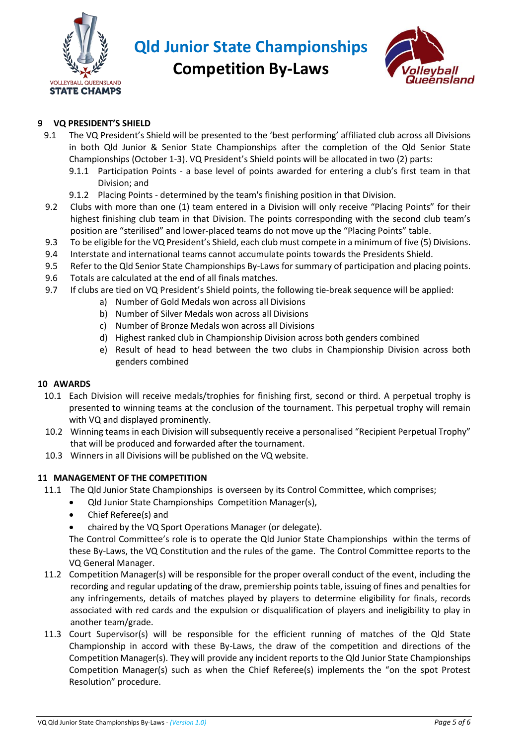## 9 VQ PRESIDENT'S SHIELD

9.1 The VQ President's Shield will be presented to the 'best performing' affiliated club across all Divisions in both Qld Junior & Senior State Championships after the completion of the Qld Senior State Championships (October 1-3). VQ President's Shield points will be allocated in two (2) parts:

9.1.1 Participation Points - a base level of points awarded for entering a club's first team in that Division; and

9.1.2 Placing Points - determined by the team's finishing position in that Division.

9.2 Clubs with more than one (1) team entered in a Division will only receive "Placing Points" for their highest finishing club team in that Division. The points corresponding with the second club team's position are "sterilised" and lower-placed teams do not move up the "Placing Points" table.

9.3 To be eligible for the VQ President's Shield, each club must compete in a minimum of five (5) Divisions.

9.4 Interstate and international teams cannot accumulate points towards the Presidents Shield.

9.5 Refer to the Qld Senior State Championships By-Laws for summary of participation and placing points.

9.6 Totals are calculated at the end of all finals matches.

9.7 If clubs are tied on VQ President's Shield points, the following tie-break sequence will be applied:

a) Number of Gold Medals won across all Divisions
b) Number of Silver Medals won across all Divisions
c) Number of Bronze Medals won across all Divisions
d) Highest ranked club in Championship Division across both genders combined
e) Result of head to head between the two clubs in Championship Division across both genders combined

## 10 AWARDS

10.1 Each Division will receive medals/trophies for finishing first, second or third. A perpetual trophy is presented to winning teams at the conclusion of the tournament. This perpetual trophy will remain with VQ and displayed prominently.

10.2 Winning teams in each Division will subsequently receive a personalised "Recipient Perpetual Trophy" that will be produced and forwarded after the tournament.

10.3 Winners in all Divisions will be published on the VQ website.

## 11 MANAGEMENT OF THE COMPETITION

11.1 The Qld Junior State Championships is overseen by its Control Committee, which comprises;

- Qld Junior State Championships Competition Manager(s),
- Chief Referee(s) and
- chaired by the VQ Sport Operations Manager (or delegate).

The Control Committee's role is to operate the Qld Junior State Championships within the terms of these By-Laws, the VQ Constitution and the rules of the game. The Control Committee reports to the VQ General Manager.

11.2 Competition Manager(s) will be responsible for the proper overall conduct of the event, including the recording and regular updating of the draw, premiership points table, issuing of fines and penalties for any infringements, details of matches played by players to determine eligibility for finals, records associated with red cards and the expulsion or disqualification of players and ineligibility to play in another team/grade.

11.3 Court Supervisor(s) will be responsible for the efficient running of matches of the Qld State Championship in accord with these By-Laws, the draw of the competition and directions of the Competition Manager(s). They will provide any incident reports to the Qld Junior State Championships Competition Manager(s) such as when the Chief Referee(s) implements the "on the spot Protest Resolution" procedure.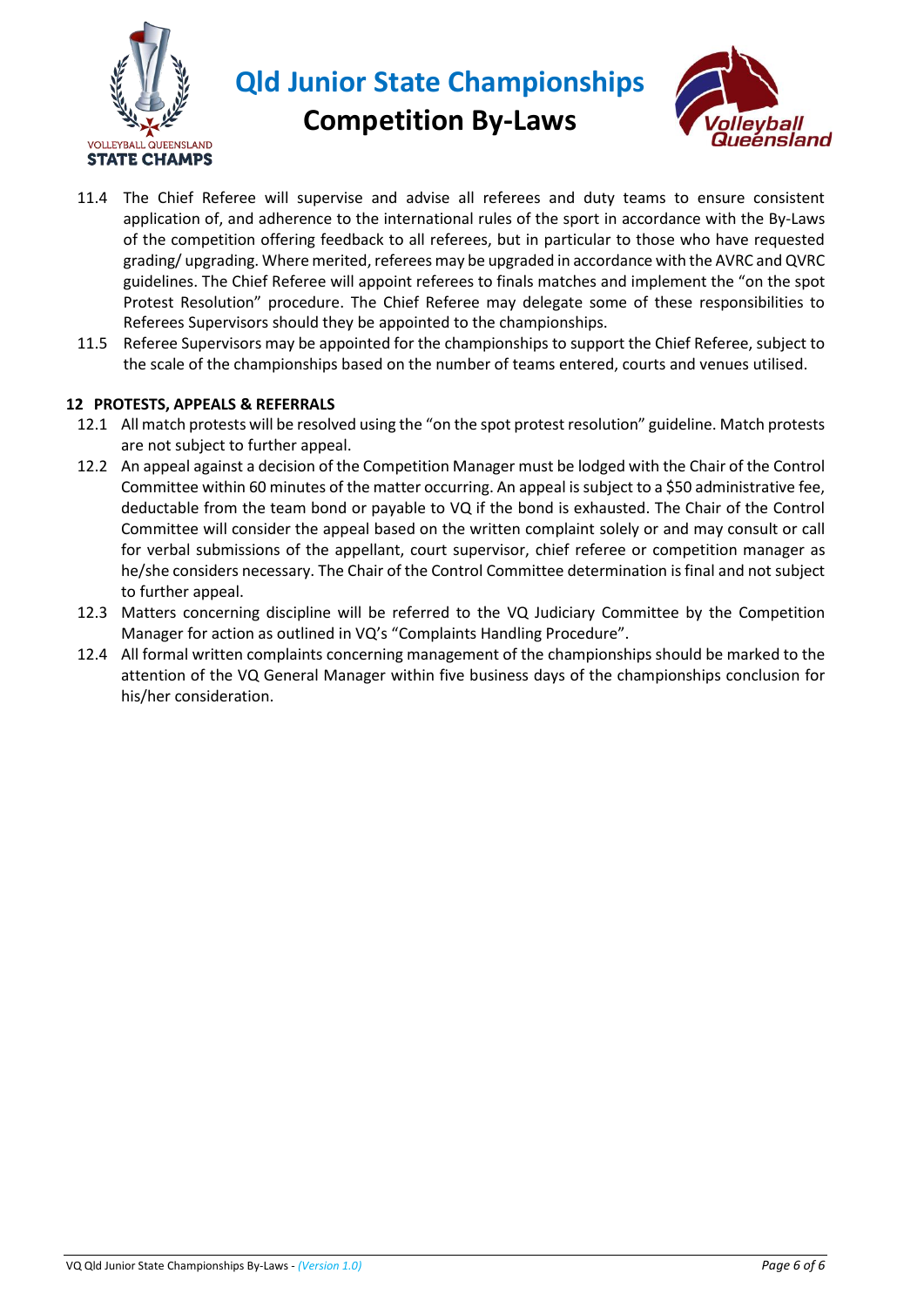11.4 The Chief Referee will supervise and advise all referees and duty teams to ensure consistent application of, and adherence to the international rules of the sport in accordance with the By-Laws of the competition offering feedback to all referees, but in particular to those who have requested grading/ upgrading. Where merited, referees may be upgraded in accordance with the AVRC and QVRC guidelines. The Chief Referee will appoint referees to finals matches and implement the "on the spot Protest Resolution" procedure. The Chief Referee may delegate some of these responsibilities to Referees Supervisors should they be appointed to the championships.

11.5 Referee Supervisors may be appointed for the championships to support the Chief Referee, subject to the scale of the championships based on the number of teams entered, courts and venues utilised.

## 12 PROTESTS, APPEALS & REFERRALS

12.1 All match protests will be resolved using the "on the spot protest resolution" guideline. Match protests are not subject to further appeal.

12.2 An appeal against a decision of the Competition Manager must be lodged with the Chair of the Control Committee within 60 minutes of the matter occurring. An appeal is subject to a $50 administrative fee, deductable from the team bond or payable to VQ if the bond is exhausted. The Chair of the Control Committee will consider the appeal based on the written complaint solely or and may consult or call for verbal submissions of the appellant, court supervisor, chief referee or competition manager as he/she considers necessary. The Chair of the Control Committee determination is final and not subject to further appeal.

12.3 Matters concerning discipline will be referred to the VQ Judiciary Committee by the Competition Manager for action as outlined in VQ's "Complaints Handling Procedure".

12.4 All formal written complaints concerning management of the championships should be marked to the attention of the VQ General Manager within five business days of the championships conclusion for his/her consideration.